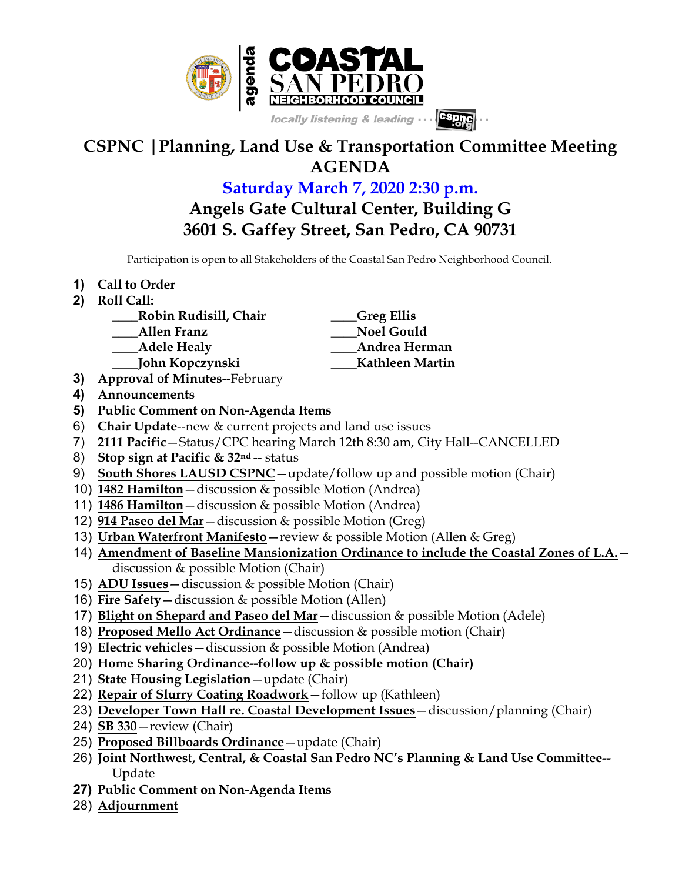**agenda**

# COASTAL SAN PEDRO NEIGHBORHOOD COUNCIL

*locally listening & leading ··· cspnc.org ··*

# CSPNC | Planning, Land Use & Transportation Committee Meeting AGENDA

## Saturday March 7, 2020 2:30 p.m.

## Angels Gate Cultural Center, Building G
## 3601 S. Gaffey Street, San Pedro, CA 90731

Participation is open to all Stakeholders of the Coastal San Pedro Neighborhood Council.

1) **Call to Order**
2) **Roll Call:**
   - ____**Robin Rudisill, Chair**
   - ____**Allen Franz**
   - ____**Adele Healy**
   - ____**John Kopczynski**
   - ____**Greg Ellis**
   - ____**Noel Gould**
   - ____**Andrea Herman**
   - ____**Kathleen Martin**
3) **Approval of Minutes--**February
4) **Announcements**
5) **Public Comment on Non-Agenda Items**
6) **Chair Update**--new & current projects and land use issues
7) **2111 Pacific**—Status/CPC hearing March 12th 8:30 am, City Hall--CANCELLED
8) **Stop sign at Pacific & 32nd** -- status
9) **South Shores LAUSD CSPNC**—update/follow up and possible motion (Chair)
10) **1482 Hamilton**—discussion & possible Motion (Andrea)
11) **1486 Hamilton**—discussion & possible Motion (Andrea)
12) **914 Paseo del Mar**—discussion & possible Motion (Greg)
13) **Urban Waterfront Manifesto**—review & possible Motion (Allen & Greg)
14) **Amendment of Baseline Mansionization Ordinance to include the Coastal Zones of L.A.**—discussion & possible Motion (Chair)
15) **ADU Issues**—discussion & possible Motion (Chair)
16) **Fire Safety**—discussion & possible Motion (Allen)
17) **Blight on Shepard and Paseo del Mar**—discussion & possible Motion (Adele)
18) **Proposed Mello Act Ordinance**—discussion & possible motion (Chair)
19) **Electric vehicles**—discussion & possible Motion (Andrea)
20) **Home Sharing Ordinance--follow up & possible motion (Chair)**
21) **State Housing Legislation**—update (Chair)
22) **Repair of Slurry Coating Roadwork**—follow up (Kathleen)
23) **Developer Town Hall re. Coastal Development Issues**—discussion/planning (Chair)
24) **SB 330**—review (Chair)
25) **Proposed Billboards Ordinance**—update (Chair)
26) **Joint Northwest, Central, & Coastal San Pedro NC's Planning & Land Use Committee--** Update
27) **Public Comment on Non-Agenda Items**
28) **Adjournment**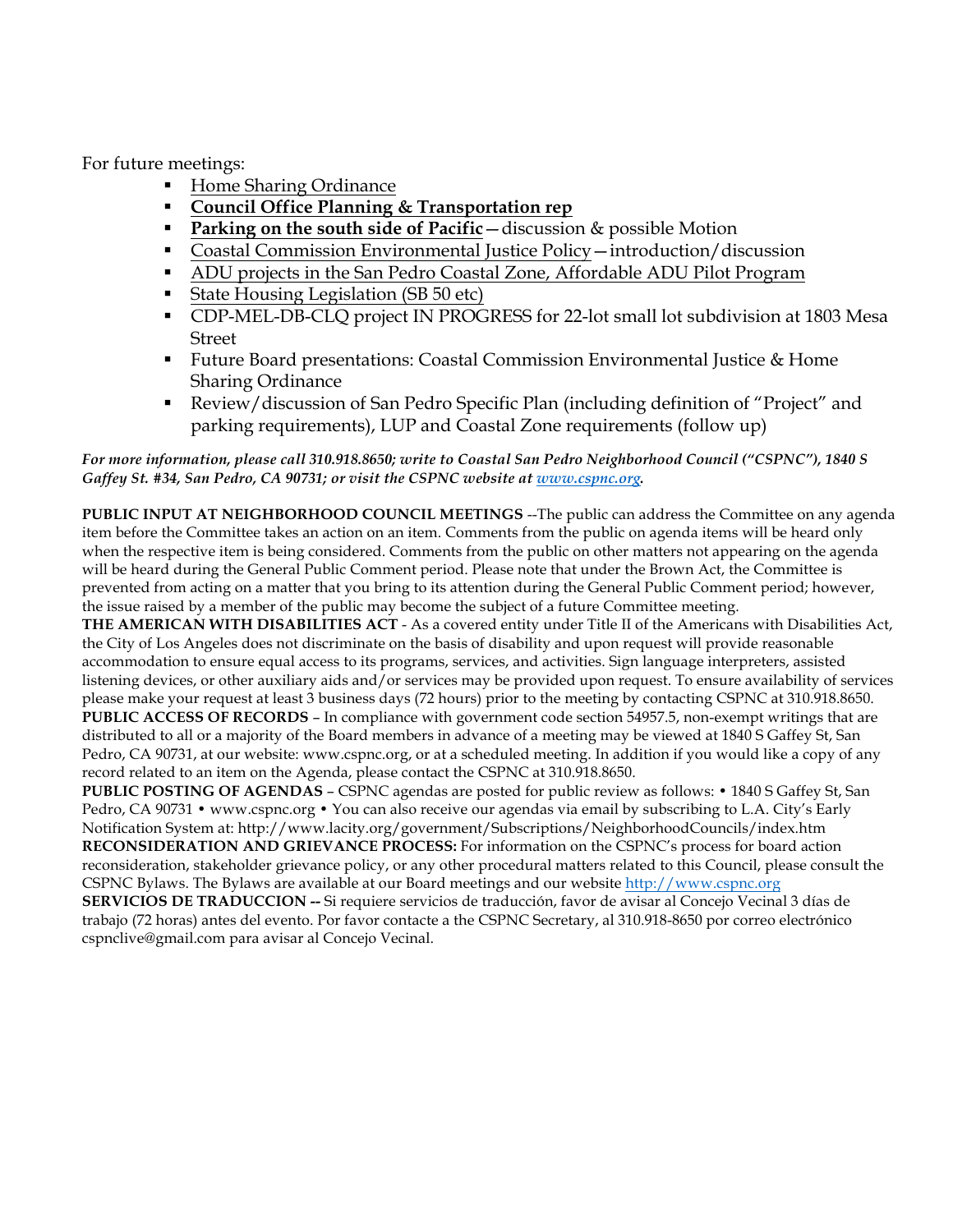For future meetings:

- Home Sharing Ordinance
- **Council Office Planning & Transportation rep**
- **Parking on the south side of Pacific**—discussion & possible Motion
- Coastal Commission Environmental Justice Policy—introduction/discussion
- ADU projects in the San Pedro Coastal Zone, Affordable ADU Pilot Program
- State Housing Legislation (SB 50 etc)
- CDP-MEL-DB-CLQ project IN PROGRESS for 22-lot small lot subdivision at 1803 Mesa Street
- Future Board presentations: Coastal Commission Environmental Justice & Home Sharing Ordinance
- Review/discussion of San Pedro Specific Plan (including definition of "Project" and parking requirements), LUP and Coastal Zone requirements (follow up)

***For more information, please call 310.918.8650; write to Coastal San Pedro Neighborhood Council ("CSPNC"), 1840 S Gaffey St. #34, San Pedro, CA 90731; or visit the CSPNC website at [www.cspnc.org](http://www.cspnc.org).***

**PUBLIC INPUT AT NEIGHBORHOOD COUNCIL MEETINGS** --The public can address the Committee on any agenda item before the Committee takes an action on an item. Comments from the public on agenda items will be heard only when the respective item is being considered. Comments from the public on other matters not appearing on the agenda will be heard during the General Public Comment period. Please note that under the Brown Act, the Committee is prevented from acting on a matter that you bring to its attention during the General Public Comment period; however, the issue raised by a member of the public may become the subject of a future Committee meeting.

**THE AMERICAN WITH DISABILITIES ACT** - As a covered entity under Title II of the Americans with Disabilities Act, the City of Los Angeles does not discriminate on the basis of disability and upon request will provide reasonable accommodation to ensure equal access to its programs, services, and activities. Sign language interpreters, assisted listening devices, or other auxiliary aids and/or services may be provided upon request. To ensure availability of services please make your request at least 3 business days (72 hours) prior to the meeting by contacting CSPNC at 310.918.8650.

**PUBLIC ACCESS OF RECORDS** – In compliance with government code section 54957.5, non-exempt writings that are distributed to all or a majority of the Board members in advance of a meeting may be viewed at 1840 S Gaffey St, San Pedro, CA 90731, at our website: www.cspnc.org, or at a scheduled meeting. In addition if you would like a copy of any record related to an item on the Agenda, please contact the CSPNC at 310.918.8650.

**PUBLIC POSTING OF AGENDAS** – CSPNC agendas are posted for public review as follows: • 1840 S Gaffey St, San Pedro, CA 90731 • www.cspnc.org • You can also receive our agendas via email by subscribing to L.A. City's Early Notification System at: http://www.lacity.org/government/Subscriptions/NeighborhoodCouncils/index.htm

**RECONSIDERATION AND GRIEVANCE PROCESS:** For information on the CSPNC's process for board action reconsideration, stakeholder grievance policy, or any other procedural matters related to this Council, please consult the CSPNC Bylaws. The Bylaws are available at our Board meetings and our website [http://www.cspnc.org](http://www.cspnc.org)

**SERVICIOS DE TRADUCCION --** Si requiere servicios de traducción, favor de avisar al Concejo Vecinal 3 días de trabajo (72 horas) antes del evento. Por favor contacte a the CSPNC Secretary, al 310.918-8650 por correo electrónico cspnclive@gmail.com para avisar al Concejo Vecinal.